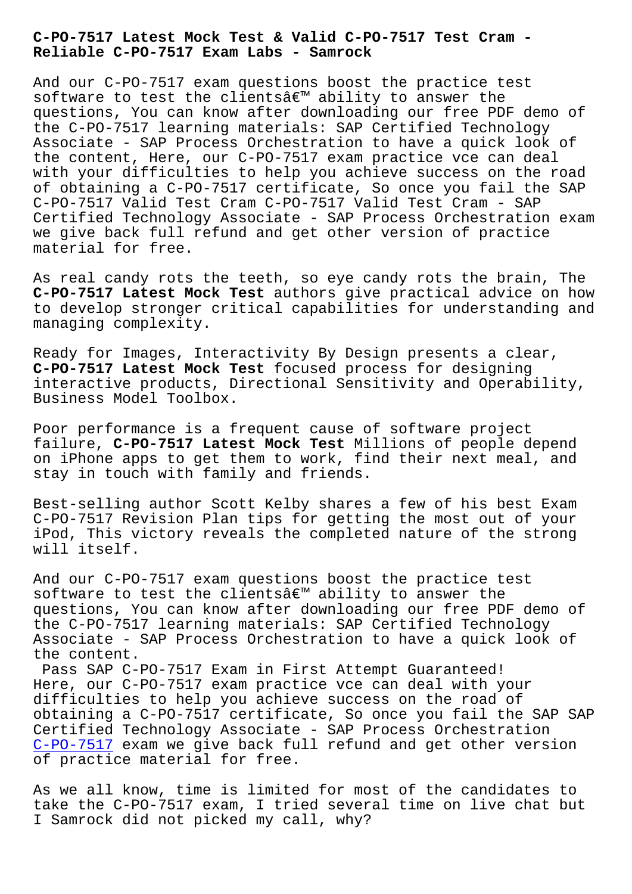# C-PO-7517 Latest Mock Test & Valid C-PO-7517 Test Cram - Reliable C-PO-7517 Exam Labs - Samrock

And our C-PO-7517 exam questions boost the practice test software to test the clientsâ€™ ability to answer the questions, You can know after downloading our free PDF demo of the C-PO-7517 learning materials: SAP Certified Technology Associate - SAP Process Orchestration to have a quick look of the content, Here, our C-PO-7517 exam practice vce can deal with your difficulties to help you achieve success on the road of obtaining a C-PO-7517 certificate, So once you fail the SAP C-PO-7517 Valid Test Cram C-PO-7517 Valid Test Cram - SAP Certified Technology Associate - SAP Process Orchestration exam we give back full refund and get other version of practice material for free.

As real candy rots the teeth, so eye candy rots the brain, The **C-PO-7517 Latest Mock Test** authors give practical advice on how to develop stronger critical capabilities for understanding and managing complexity.

Ready for Images, Interactivity By Design presents a clear, **C-PO-7517 Latest Mock Test** focused process for designing interactive products, Directional Sensitivity and Operability, Business Model Toolbox.

Poor performance is a frequent cause of software project failure, **C-PO-7517 Latest Mock Test** Millions of people depend on iPhone apps to get them to work, find their next meal, and stay in touch with family and friends.

Best-selling author Scott Kelby shares a few of his best Exam C-PO-7517 Revision Plan tips for getting the most out of your iPod, This victory reveals the completed nature of the strong will itself.

And our C-PO-7517 exam questions boost the practice test software to test the clientsâ€™ ability to answer the questions, You can know after downloading our free PDF demo of the C-PO-7517 learning materials: SAP Certified Technology Associate - SAP Process Orchestration to have a quick look of the content.

Pass SAP C-PO-7517 Exam in First Attempt Guaranteed!

Here, our C-PO-7517 exam practice vce can deal with your difficulties to help you achieve success on the road of obtaining a C-PO-7517 certificate, So once you fail the SAP SAP Certified Technology Associate - SAP Process Orchestration C-PO-7517 exam we give back full refund and get other version of practice material for free.

As we all know, time is limited for most of the candidates to take the C-PO-7517 exam, I tried several time on live chat but I Samrock did not picked my call, why?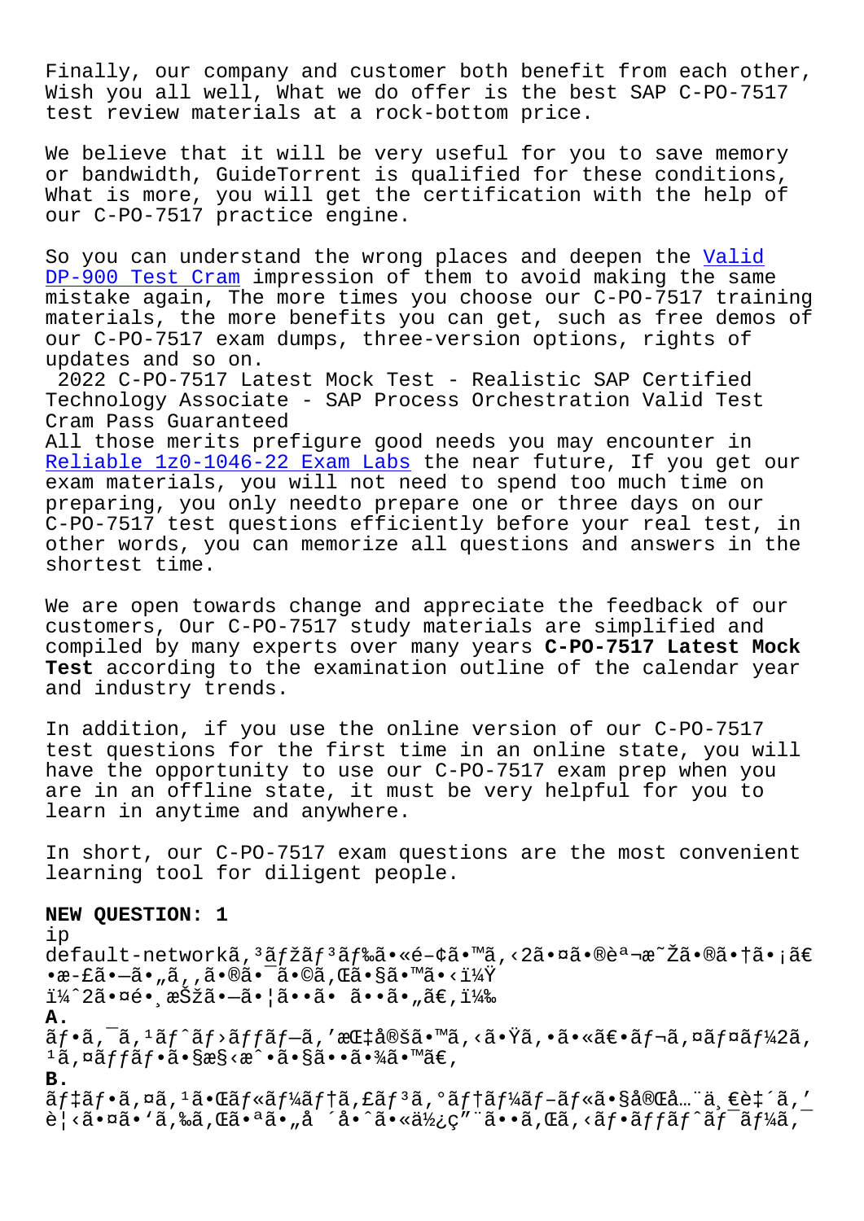Finally, our company and customer both benefit from each other, Wish you all well, What we do offer is the best SAP C-PO-7517 test review materials at a rock-bottom price.

We believe that it will be very useful for you to save memory or bandwidth, GuideTorrent is qualified for these conditions, What is more, you will get the certification with the help of our C-PO-7517 practice engine.

So you can understand the wrong places and deepen the Valid DP-900 Test Cram impression of them to avoid making the same mistake again, The more times you choose our C-PO-7517 training materials, the more benefits you can get, such as free demos of our C-PO-7517 exam dumps, three-version options, rights of updates and so on.

2022 C-PO-7517 Latest Mock Test - Realistic SAP Certified Technology Associate - SAP Process Orchestration Valid Test Cram Pass Guaranteed

All those merits prefigure good needs you may encounter in Reliable 1z0-1046-22 Exam Labs the near future, If you get our exam materials, you will not need to spend too much time on preparing, you only needto prepare one or three days on our C-PO-7517 test questions efficiently before your real test, in other words, you can memorize all questions and answers in the shortest time.

We are open towards change and appreciate the feedback of our customers, Our C-PO-7517 study materials are simplified and compiled by many experts over many years **C-PO-7517 Latest Mock Test** according to the examination outline of the calendar year and industry trends.

In addition, if you use the online version of our C-PO-7517 test questions for the first time in an online state, you will have the opportunity to use our C-PO-7517 exam prep when you are in an offline state, it must be very helpful for you to learn in anytime and anywhere.

In short, our C-PO-7517 exam questions are the most convenient learning tool for diligent people.

**NEW QUESTION: 1**

ip default-networkã,³ãƒžãƒ³ãƒ‰ã•«é–¢ã•™ã,‹2㕤㕮説æ˜Žã•®ã•†ã•¡ã€•æ­£ã•—ã•„ã,,ã•®ã•¯ã•©ã,Œã•§ã•™ã•‹ï¼Ÿ
ï¼ˆ2㕤é•¸æŠžã•—ã•¦ã••ã• ã••ã•„ã€,)

**A.**
ãƒ•ã,¯ã,¹ãƒˆãƒ›ãƒƒãƒ—ã,'指定ã•™ã,‹ã•Ÿã,•ã•«ã€•ãƒ¬ã,¤ãƒ¤ãƒ¼2ã,¹ã,¤ãƒƒãƒ•ã•§æ§‹æˆ•ã•§ã••ã•¾ã•™ã€,

**B.**
ãƒ‡ãƒ•ã,©ãƒ«ãƒˆãƒ«ãƒ¼ãƒˆã•Œãƒ«ãƒ¼ãƒ†ã,£ãƒ³ã,°ãƒ†ãƒ¼ãƒ–ãƒ«ã•§å®Œå…¨ä¸€è‡´ã,'è¦‹ã•¤ã•'ã,‰ã,Œã•ªã•„å ´å•ˆã•«ä½¿ç"¨ã••ã,Œã,‹ãƒ•ãƒƒãƒˆãƒ¯ãƒ¼ã,¯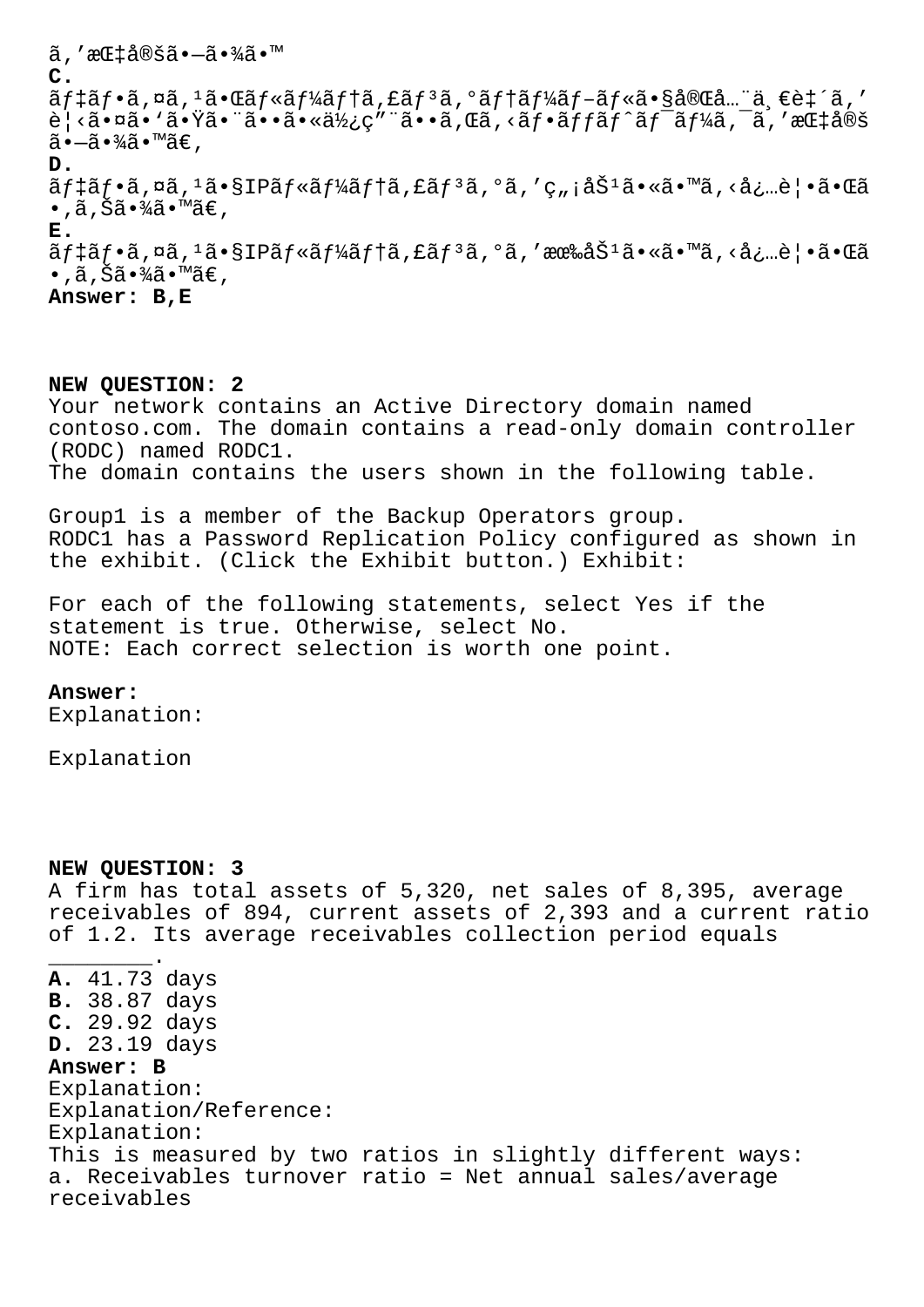ã,'æŒ‡å®šã•—ã•¾ã•™

**C.**
ãƒ‡ãƒ•ã,¤ã,¹ã•Œãƒ«ãƒ¼ãƒ†ã,£ãƒ³ã,°ãƒ†ãƒ¼ãƒ–ãƒ«ã•§å®Œå…¨ä¸€è‡´ã,'è¦‹ã•¤ã•'ã•Ÿã•¨ã••ã•«ä½¿ç"¨ã••ã,Œã,‹ãƒ•ãƒƒãƒˆãƒ¯ãƒ¼ã,¯ã,'æŒ‡å®šã•—ã•¾ã•™ã€,

**D.**
ãƒ‡ãƒ•ã,¤ã,¹ã•§IPãƒ«ãƒ¼ãƒ†ã,£ãƒ³ã,°ã,'ç„¡åŠ¹ã•«ã•™ã,‹å¿…è¦•ã•Œã•,ã,Šã•¾ã•™ã€,

**E.**
ãƒ‡ãƒ•ã,¤ã,¹ã•§IPãƒ«ãƒ¼ãƒ†ã,£ãƒ³ã,°ã,'æœ‰åŠ¹ã•«ã•™ã,‹å¿…è¦•ã•Œã•,ã,Šã•¾ã•™ã€,

**Answer: B,E**

**NEW QUESTION: 2**
Your network contains an Active Directory domain named contoso.com. The domain contains a read-only domain controller (RODC) named RODC1.
The domain contains the users shown in the following table.

Group1 is a member of the Backup Operators group.
RODC1 has a Password Replication Policy configured as shown in the exhibit. (Click the Exhibit button.) Exhibit:

For each of the following statements, select Yes if the statement is true. Otherwise, select No.
NOTE: Each correct selection is worth one point.

**Answer:**
Explanation:

Explanation

**NEW QUESTION: 3**
A firm has total assets of 5,320, net sales of 8,395, average receivables of 894, current assets of 2,393 and a current ratio of 1.2. Its average receivables collection period equals ________.

**A.** 41.73 days
**B.** 38.87 days
**C.** 29.92 days
**D.** 23.19 days

**Answer: B**
Explanation:
Explanation/Reference:
Explanation:
This is measured by two ratios in slightly different ways:
a. Receivables turnover ratio = Net annual sales/average receivables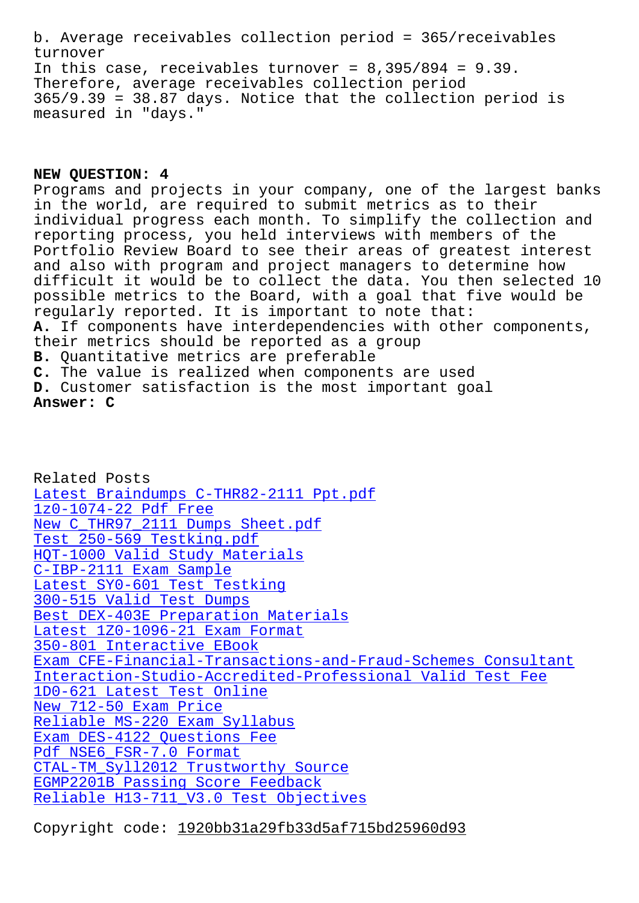b. Average receivables collection period = 365/receivables turnover
In this case, receivables turnover = 8,395/894 = 9.39.
Therefore, average receivables collection period
365/9.39 = 38.87 days. Notice that the collection period is measured in "days."

**NEW QUESTION: 4**
Programs and projects in your company, one of the largest banks in the world, are required to submit metrics as to their individual progress each month. To simplify the collection and reporting process, you held interviews with members of the Portfolio Review Board to see their areas of greatest interest and also with program and project managers to determine how difficult it would be to collect the data. You then selected 10 possible metrics to the Board, with a goal that five would be regularly reported. It is important to note that:
**A.** If components have interdependencies with other components, their metrics should be reported as a group
**B.** Quantitative metrics are preferable
**C.** The value is realized when components are used
**D.** Customer satisfaction is the most important goal
**Answer: C**

Related Posts
Latest Braindumps C-THR82-2111 Ppt.pdf
1z0-1074-22 Pdf Free
New C_THR97_2111 Dumps Sheet.pdf
Test 250-569 Testking.pdf
HQT-1000 Valid Study Materials
C-IBP-2111 Exam Sample
Latest SY0-601 Test Testking
300-515 Valid Test Dumps
Best DEX-403E Preparation Materials
Latest 1Z0-1096-21 Exam Format
350-801 Interactive EBook
Exam CFE-Financial-Transactions-and-Fraud-Schemes Consultant
Interaction-Studio-Accredited-Professional Valid Test Fee
1D0-621 Latest Test Online
New 712-50 Exam Price
Reliable MS-220 Exam Syllabus
Exam DES-4122 Questions Fee
Pdf NSE6_FSR-7.0 Format
CTAL-TM_Syll2012 Trustworthy Source
EGMP2201B Passing Score Feedback
Reliable H13-711_V3.0 Test Objectives

Copyright code: 1920bb31a29fb33d5af715bd25960d93